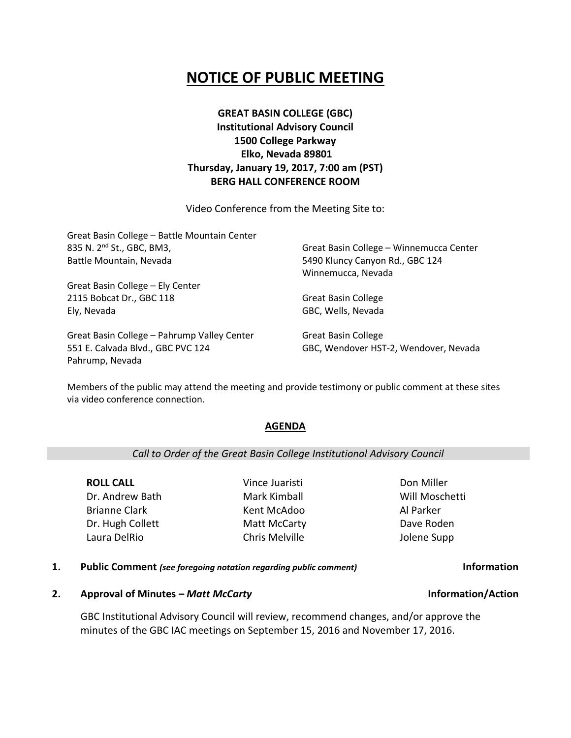# NOTICE OF PUBLIC MEETING

**GREAT BASIN COLLEGE (GBC)**
**Institutional Advisory Council**
**1500 College Parkway**
**Elko, Nevada 89801**
**Thursday, January 19, 2017, 7:00 am (PST)**
**BERG HALL CONFERENCE ROOM**

Video Conference from the Meeting Site to:

Great Basin College – Battle Mountain Center
835 N. 2nd St., GBC, BM3,
Battle Mountain, Nevada

Great Basin College – Ely Center
2115 Bobcat Dr., GBC 118
Ely, Nevada

Great Basin College – Pahrump Valley Center
551 E. Calvada Blvd., GBC PVC 124
Pahrump, Nevada

Great Basin College – Winnemucca Center
5490 Kluncy Canyon Rd., GBC 124
Winnemucca, Nevada

Great Basin College
GBC, Wells, Nevada

Great Basin College
GBC, Wendover HST-2, Wendover, Nevada

Members of the public may attend the meeting and provide testimony or public comment at these sites via video conference connection.

## AGENDA

*Call to Order of the Great Basin College Institutional Advisory Council*

**ROLL CALL**

- Dr. Andrew Bath
- Brianne Clark
- Dr. Hugh Collett
- Laura DelRio
- Vince Juaristi
- Mark Kimball
- Kent McAdoo
- Matt McCarty
- Chris Melville
- Don Miller
- Will Moschetti
- Al Parker
- Dave Roden
- Jolene Supp

**1. Public Comment** *(see foregoing notation regarding public comment)* **Information**

**2. Approval of Minutes – *Matt McCarty*** **Information/Action**

GBC Institutional Advisory Council will review, recommend changes, and/or approve the minutes of the GBC IAC meetings on September 15, 2016 and November 17, 2016.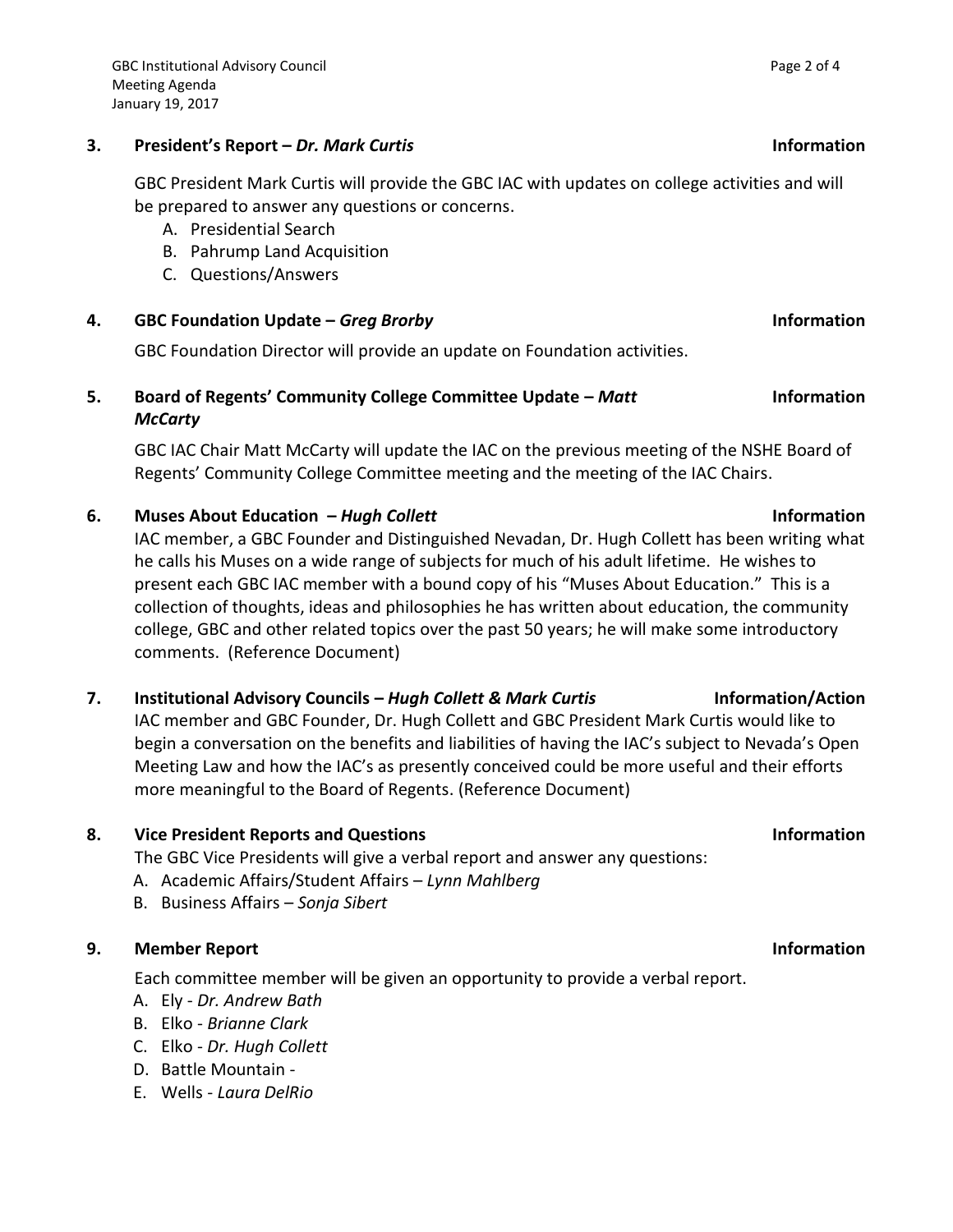**3. President's Report – *Dr. Mark Curtis*** **Information**

GBC President Mark Curtis will provide the GBC IAC with updates on college activities and will be prepared to answer any questions or concerns.

A. Presidential Search
B. Pahrump Land Acquisition
C. Questions/Answers

**4. GBC Foundation Update – *Greg Brorby*** **Information**

GBC Foundation Director will provide an update on Foundation activities.

**5. Board of Regents' Community College Committee Update – *Matt McCarty*** **Information**

GBC IAC Chair Matt McCarty will update the IAC on the previous meeting of the NSHE Board of Regents' Community College Committee meeting and the meeting of the IAC Chairs.

**6. Muses About Education – *Hugh Collett*** **Information**

IAC member, a GBC Founder and Distinguished Nevadan, Dr. Hugh Collett has been writing what he calls his Muses on a wide range of subjects for much of his adult lifetime. He wishes to present each GBC IAC member with a bound copy of his "Muses About Education." This is a collection of thoughts, ideas and philosophies he has written about education, the community college, GBC and other related topics over the past 50 years; he will make some introductory comments. (Reference Document)

**7. Institutional Advisory Councils – *Hugh Collett & Mark Curtis*** **Information/Action**

IAC member and GBC Founder, Dr. Hugh Collett and GBC President Mark Curtis would like to begin a conversation on the benefits and liabilities of having the IAC's subject to Nevada's Open Meeting Law and how the IAC's as presently conceived could be more useful and their efforts more meaningful to the Board of Regents. (Reference Document)

**8. Vice President Reports and Questions** **Information**

The GBC Vice Presidents will give a verbal report and answer any questions:

A. Academic Affairs/Student Affairs – *Lynn Mahlberg*
B. Business Affairs – *Sonja Sibert*

**9. Member Report** **Information**

Each committee member will be given an opportunity to provide a verbal report.

A. Ely - *Dr. Andrew Bath*
B. Elko - *Brianne Clark*
C. Elko - *Dr. Hugh Collett*
D. Battle Mountain -
E. Wells - *Laura DelRio*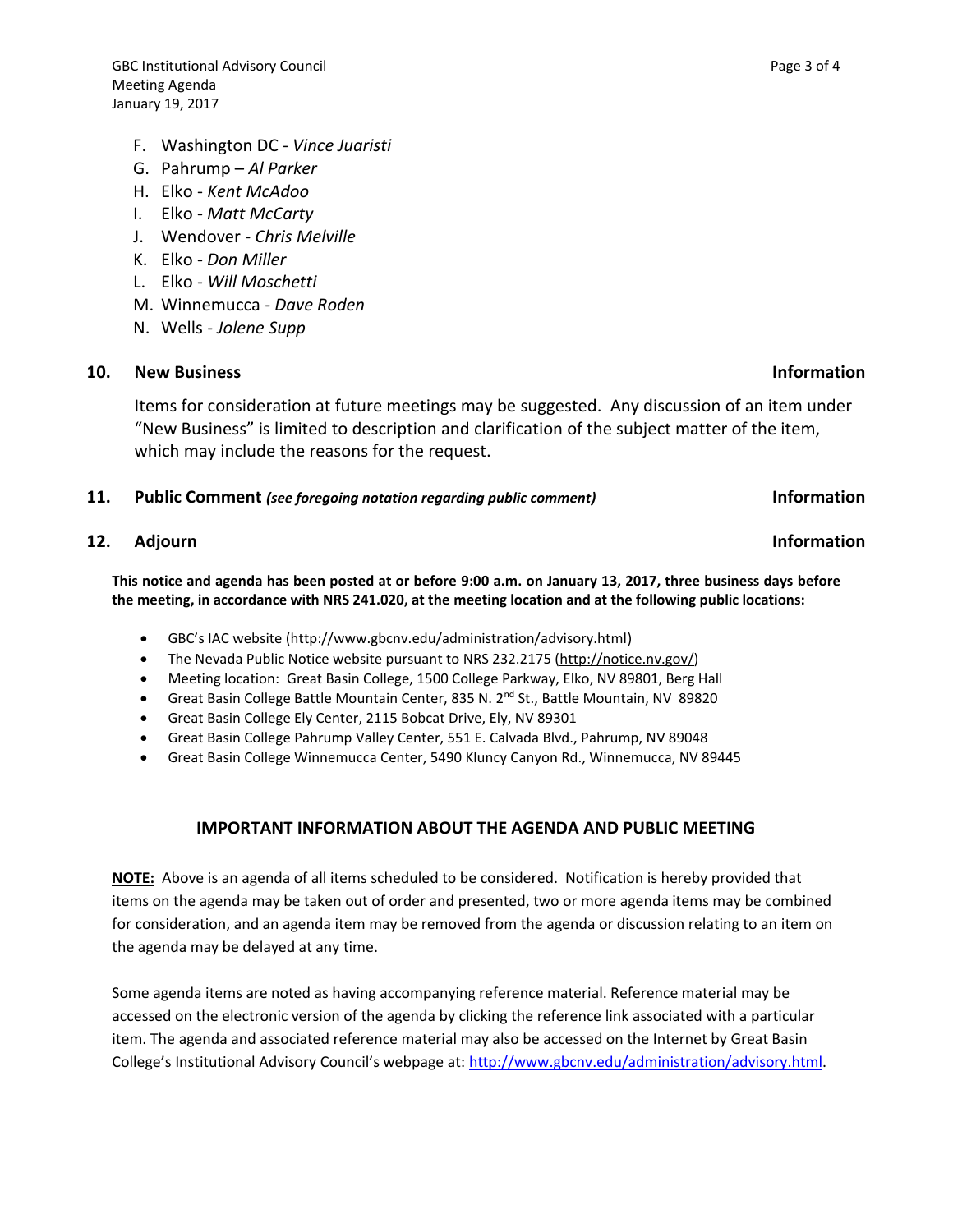F. Washington DC - *Vince Juaristi*
G. Pahrump – *Al Parker*
H. Elko - *Kent McAdoo*
I. Elko - *Matt McCarty*
J. Wendover - *Chris Melville*
K. Elko - *Don Miller*
L. Elko - *Will Moschetti*
M. Winnemucca - *Dave Roden*
N. Wells - *Jolene Supp*

**10. New Business** **Information**

Items for consideration at future meetings may be suggested. Any discussion of an item under "New Business" is limited to description and clarification of the subject matter of the item, which may include the reasons for the request.

**11. Public Comment** ***(see foregoing notation regarding public comment)*** **Information**

**12. Adjourn** **Information**

**This notice and agenda has been posted at or before 9:00 a.m. on January 13, 2017, three business days before the meeting, in accordance with NRS 241.020, at the meeting location and at the following public locations:**

- GBC's IAC website (http://www.gbcnv.edu/administration/advisory.html)
- The Nevada Public Notice website pursuant to NRS 232.2175 (http://notice.nv.gov/)
- Meeting location: Great Basin College, 1500 College Parkway, Elko, NV 89801, Berg Hall
- Great Basin College Battle Mountain Center, 835 N. 2nd St., Battle Mountain, NV 89820
- Great Basin College Ely Center, 2115 Bobcat Drive, Ely, NV 89301
- Great Basin College Pahrump Valley Center, 551 E. Calvada Blvd., Pahrump, NV 89048
- Great Basin College Winnemucca Center, 5490 Kluncy Canyon Rd., Winnemucca, NV 89445

## IMPORTANT INFORMATION ABOUT THE AGENDA AND PUBLIC MEETING

**NOTE:** Above is an agenda of all items scheduled to be considered. Notification is hereby provided that items on the agenda may be taken out of order and presented, two or more agenda items may be combined for consideration, and an agenda item may be removed from the agenda or discussion relating to an item on the agenda may be delayed at any time.

Some agenda items are noted as having accompanying reference material. Reference material may be accessed on the electronic version of the agenda by clicking the reference link associated with a particular item. The agenda and associated reference material may also be accessed on the Internet by Great Basin College's Institutional Advisory Council's webpage at: http://www.gbcnv.edu/administration/advisory.html.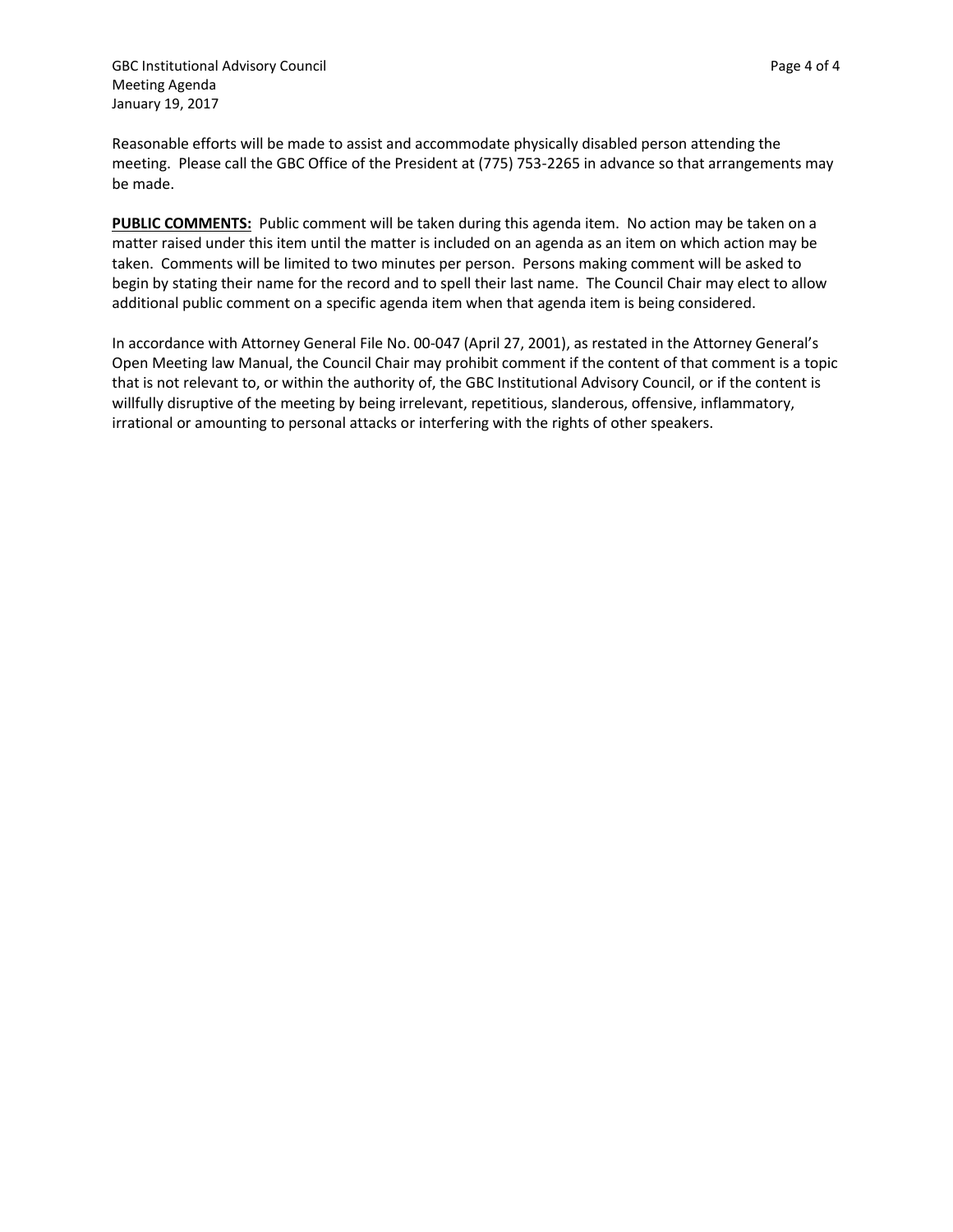Reasonable efforts will be made to assist and accommodate physically disabled person attending the meeting. Please call the GBC Office of the President at (775) 753-2265 in advance so that arrangements may be made.

**PUBLIC COMMENTS:** Public comment will be taken during this agenda item. No action may be taken on a matter raised under this item until the matter is included on an agenda as an item on which action may be taken. Comments will be limited to two minutes per person. Persons making comment will be asked to begin by stating their name for the record and to spell their last name. The Council Chair may elect to allow additional public comment on a specific agenda item when that agenda item is being considered.

In accordance with Attorney General File No. 00-047 (April 27, 2001), as restated in the Attorney General's Open Meeting law Manual, the Council Chair may prohibit comment if the content of that comment is a topic that is not relevant to, or within the authority of, the GBC Institutional Advisory Council, or if the content is willfully disruptive of the meeting by being irrelevant, repetitious, slanderous, offensive, inflammatory, irrational or amounting to personal attacks or interfering with the rights of other speakers.